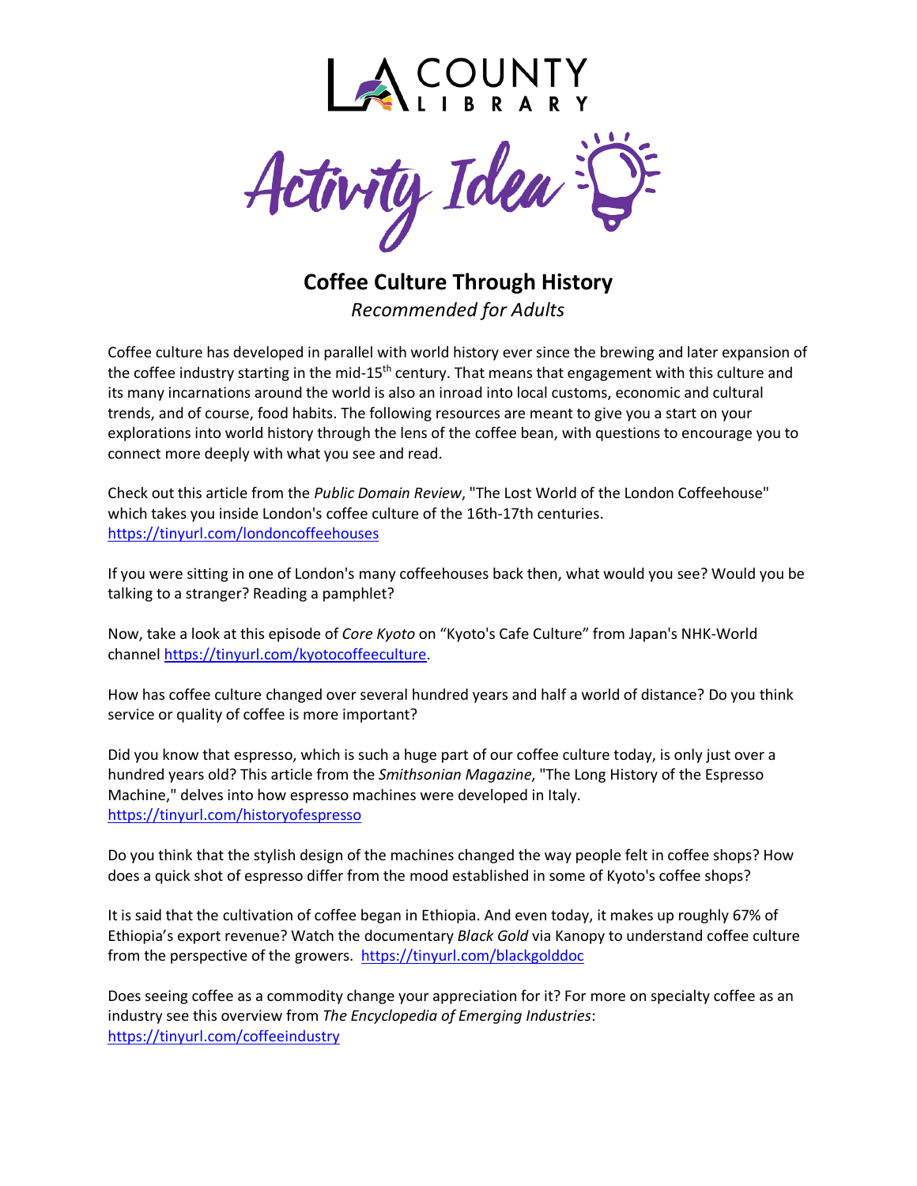LA COUNTY LIBRARY

Activity Idea

## Coffee Culture Through History

*Recommended for Adults*

Coffee culture has developed in parallel with world history ever since the brewing and later expansion of the coffee industry starting in the mid-15th century. That means that engagement with this culture and its many incarnations around the world is also an inroad into local customs, economic and cultural trends, and of course, food habits. The following resources are meant to give you a start on your explorations into world history through the lens of the coffee bean, with questions to encourage you to connect more deeply with what you see and read.

Check out this article from the *Public Domain Review*, "The Lost World of the London Coffeehouse" which takes you inside London's coffee culture of the 16th-17th centuries. https://tinyurl.com/londoncoffeehouses

If you were sitting in one of London's many coffeehouses back then, what would you see? Would you be talking to a stranger? Reading a pamphlet?

Now, take a look at this episode of *Core Kyoto* on "Kyoto's Cafe Culture" from Japan's NHK-World channel https://tinyurl.com/kyotocoffeeculture.

How has coffee culture changed over several hundred years and half a world of distance? Do you think service or quality of coffee is more important?

Did you know that espresso, which is such a huge part of our coffee culture today, is only just over a hundred years old? This article from the *Smithsonian Magazine*, "The Long History of the Espresso Machine," delves into how espresso machines were developed in Italy. https://tinyurl.com/historyofespresso

Do you think that the stylish design of the machines changed the way people felt in coffee shops? How does a quick shot of espresso differ from the mood established in some of Kyoto's coffee shops?

It is said that the cultivation of coffee began in Ethiopia. And even today, it makes up roughly 67% of Ethiopia's export revenue? Watch the documentary *Black Gold* via Kanopy to understand coffee culture from the perspective of the growers. https://tinyurl.com/blackgolddoc

Does seeing coffee as a commodity change your appreciation for it? For more on specialty coffee as an industry see this overview from *The Encyclopedia of Emerging Industries*: https://tinyurl.com/coffeeindustry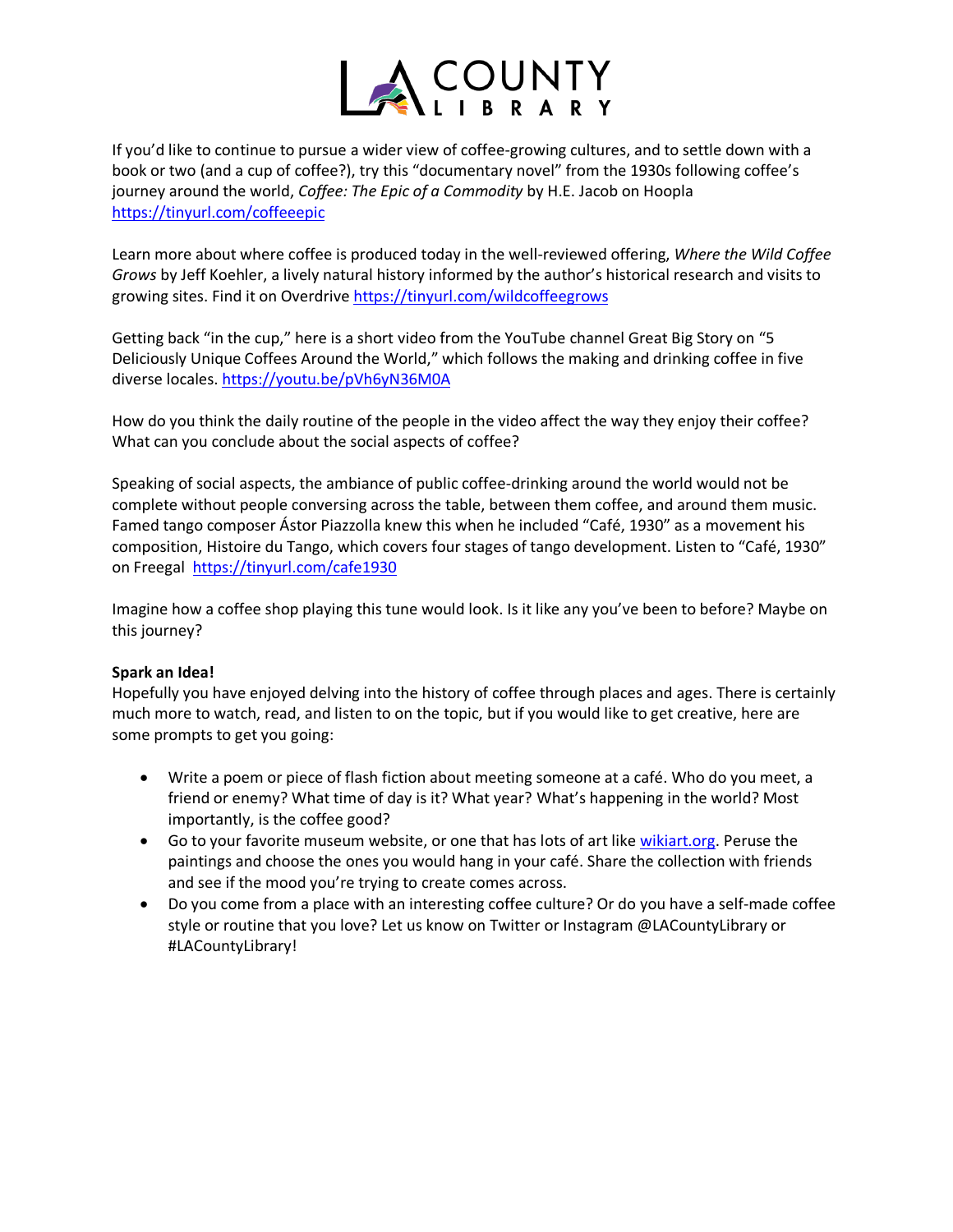If you'd like to continue to pursue a wider view of coffee-growing cultures, and to settle down with a book or two (and a cup of coffee?), try this "documentary novel" from the 1930s following coffee's journey around the world, *Coffee: The Epic of a Commodity* by H.E. Jacob on Hoopla https://tinyurl.com/coffeeepic

Learn more about where coffee is produced today in the well-reviewed offering, *Where the Wild Coffee Grows* by Jeff Koehler, a lively natural history informed by the author's historical research and visits to growing sites. Find it on Overdrive https://tinyurl.com/wildcoffeegrows

Getting back "in the cup," here is a short video from the YouTube channel Great Big Story on "5 Deliciously Unique Coffees Around the World," which follows the making and drinking coffee in five diverse locales. https://youtu.be/pVh6yN36M0A

How do you think the daily routine of the people in the video affect the way they enjoy their coffee? What can you conclude about the social aspects of coffee?

Speaking of social aspects, the ambiance of public coffee-drinking around the world would not be complete without people conversing across the table, between them coffee, and around them music. Famed tango composer Ástor Piazzolla knew this when he included "Café, 1930" as a movement his composition, Histoire du Tango, which covers four stages of tango development. Listen to "Café, 1930" on Freegal https://tinyurl.com/cafe1930

Imagine how a coffee shop playing this tune would look. Is it like any you've been to before? Maybe on this journey?

**Spark an Idea!**

Hopefully you have enjoyed delving into the history of coffee through places and ages. There is certainly much more to watch, read, and listen to on the topic, but if you would like to get creative, here are some prompts to get you going:

- Write a poem or piece of flash fiction about meeting someone at a café. Who do you meet, a friend or enemy? What time of day is it? What year? What's happening in the world? Most importantly, is the coffee good?
- Go to your favorite museum website, or one that has lots of art like wikiart.org. Peruse the paintings and choose the ones you would hang in your café. Share the collection with friends and see if the mood you're trying to create comes across.
- Do you come from a place with an interesting coffee culture? Or do you have a self-made coffee style or routine that you love? Let us know on Twitter or Instagram @LACountyLibrary or #LACountyLibrary!